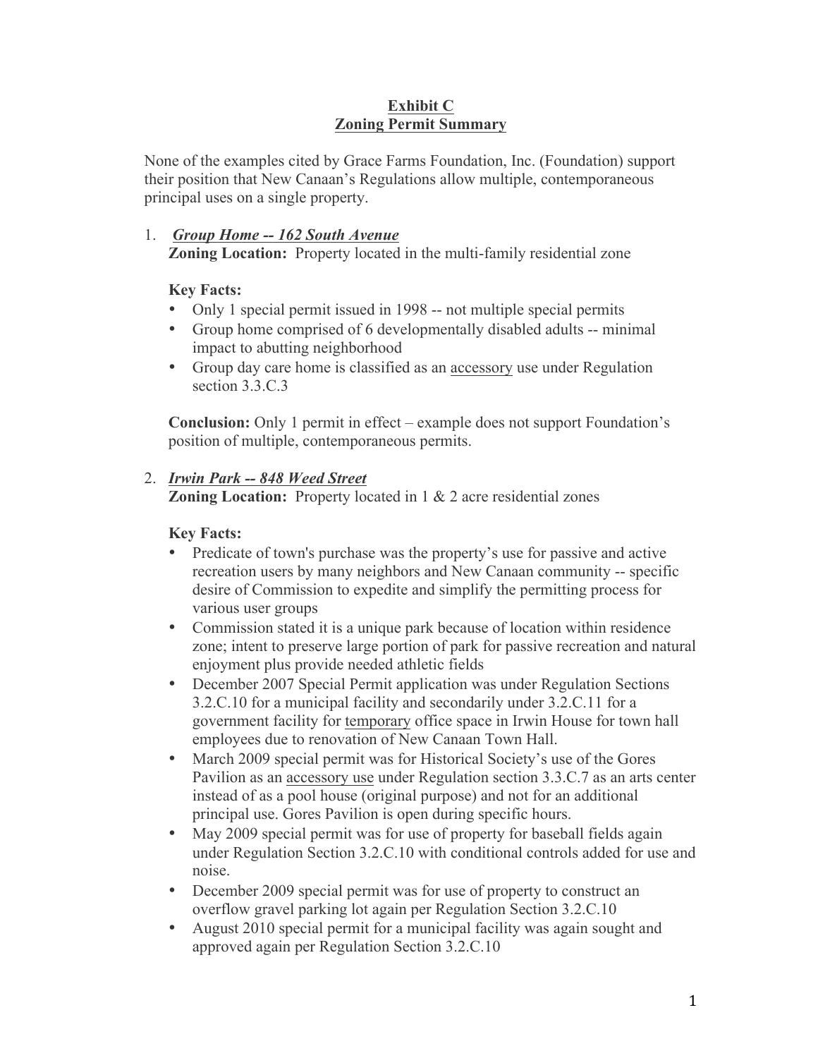## Exhibit C
## Zoning Permit Summary

None of the examples cited by Grace Farms Foundation, Inc. (Foundation) support their position that New Canaan's Regulations allow multiple, contemporaneous principal uses on a single property.

1. ***Group Home -- 162 South Avenue***

   **Zoning Location:** Property located in the multi-family residential zone

   **Key Facts:**

   - Only 1 special permit issued in 1998 -- not multiple special permits
   - Group home comprised of 6 developmentally disabled adults -- minimal impact to abutting neighborhood
   - Group day care home is classified as an <u>accessory</u> use under Regulation section 3.3.C.3

   **Conclusion:** Only 1 permit in effect – example does not support Foundation's position of multiple, contemporaneous permits.

2. ***Irwin Park -- 848 Weed Street***

   **Zoning Location:** Property located in 1 & 2 acre residential zones

   **Key Facts:**

   - Predicate of town's purchase was the property's use for passive and active recreation users by many neighbors and New Canaan community -- specific desire of Commission to expedite and simplify the permitting process for various user groups
   - Commission stated it is a unique park because of location within residence zone; intent to preserve large portion of park for passive recreation and natural enjoyment plus provide needed athletic fields
   - December 2007 Special Permit application was under Regulation Sections 3.2.C.10 for a municipal facility and secondarily under 3.2.C.11 for a government facility for <u>temporary</u> office space in Irwin House for town hall employees due to renovation of New Canaan Town Hall.
   - March 2009 special permit was for Historical Society's use of the Gores Pavilion as an <u>accessory use</u> under Regulation section 3.3.C.7 as an arts center instead of as a pool house (original purpose) and not for an additional principal use. Gores Pavilion is open during specific hours.
   - May 2009 special permit was for use of property for baseball fields again under Regulation Section 3.2.C.10 with conditional controls added for use and noise.
   - December 2009 special permit was for use of property to construct an overflow gravel parking lot again per Regulation Section 3.2.C.10
   - August 2010 special permit for a municipal facility was again sought and approved again per Regulation Section 3.2.C.10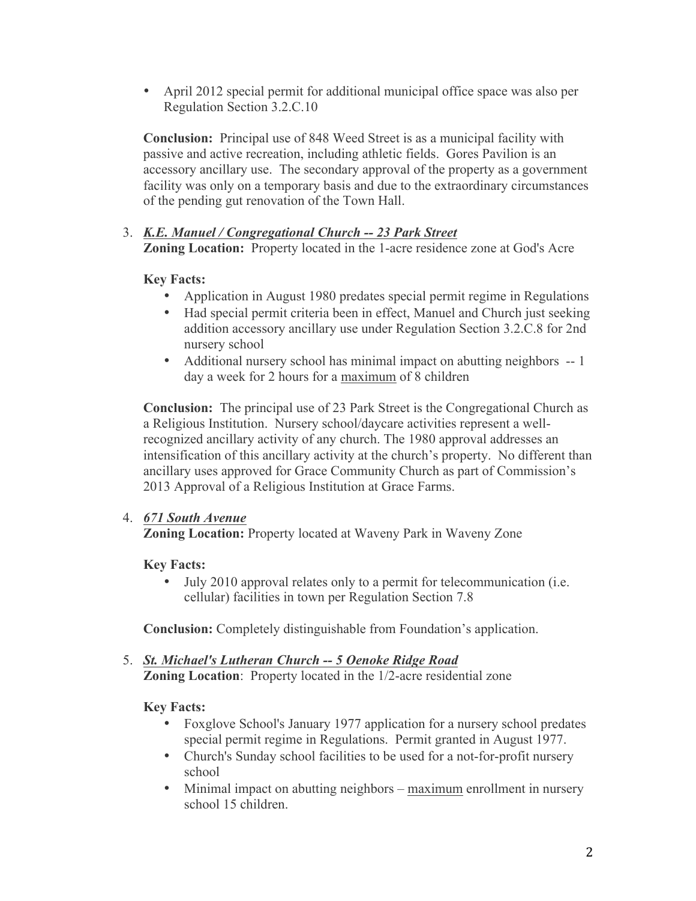- April 2012 special permit for additional municipal office space was also per Regulation Section 3.2.C.10

**Conclusion:** Principal use of 848 Weed Street is as a municipal facility with passive and active recreation, including athletic fields. Gores Pavilion is an accessory ancillary use. The secondary approval of the property as a government facility was only on a temporary basis and due to the extraordinary circumstances of the pending gut renovation of the Town Hall.

3. ***K.E. Manuel / Congregational Church -- 23 Park Street***

   **Zoning Location:** Property located in the 1-acre residence zone at God's Acre

   **Key Facts:**

   - Application in August 1980 predates special permit regime in Regulations
   - Had special permit criteria been in effect, Manuel and Church just seeking addition accessory ancillary use under Regulation Section 3.2.C.8 for 2nd nursery school
   - Additional nursery school has minimal impact on abutting neighbors -- 1 day a week for 2 hours for a maximum of 8 children

   **Conclusion:** The principal use of 23 Park Street is the Congregational Church as a Religious Institution. Nursery school/daycare activities represent a well-recognized ancillary activity of any church. The 1980 approval addresses an intensification of this ancillary activity at the church's property. No different than ancillary uses approved for Grace Community Church as part of Commission's 2013 Approval of a Religious Institution at Grace Farms.

4. ***671 South Avenue***

   **Zoning Location:** Property located at Waveny Park in Waveny Zone

   **Key Facts:**

   - July 2010 approval relates only to a permit for telecommunication (i.e. cellular) facilities in town per Regulation Section 7.8

   **Conclusion:** Completely distinguishable from Foundation's application.

5. ***St. Michael's Lutheran Church -- 5 Oenoke Ridge Road***

   **Zoning Location**: Property located in the 1/2-acre residential zone

   **Key Facts:**

   - Foxglove School's January 1977 application for a nursery school predates special permit regime in Regulations. Permit granted in August 1977.
   - Church's Sunday school facilities to be used for a not-for-profit nursery school
   - Minimal impact on abutting neighbors – maximum enrollment in nursery school 15 children.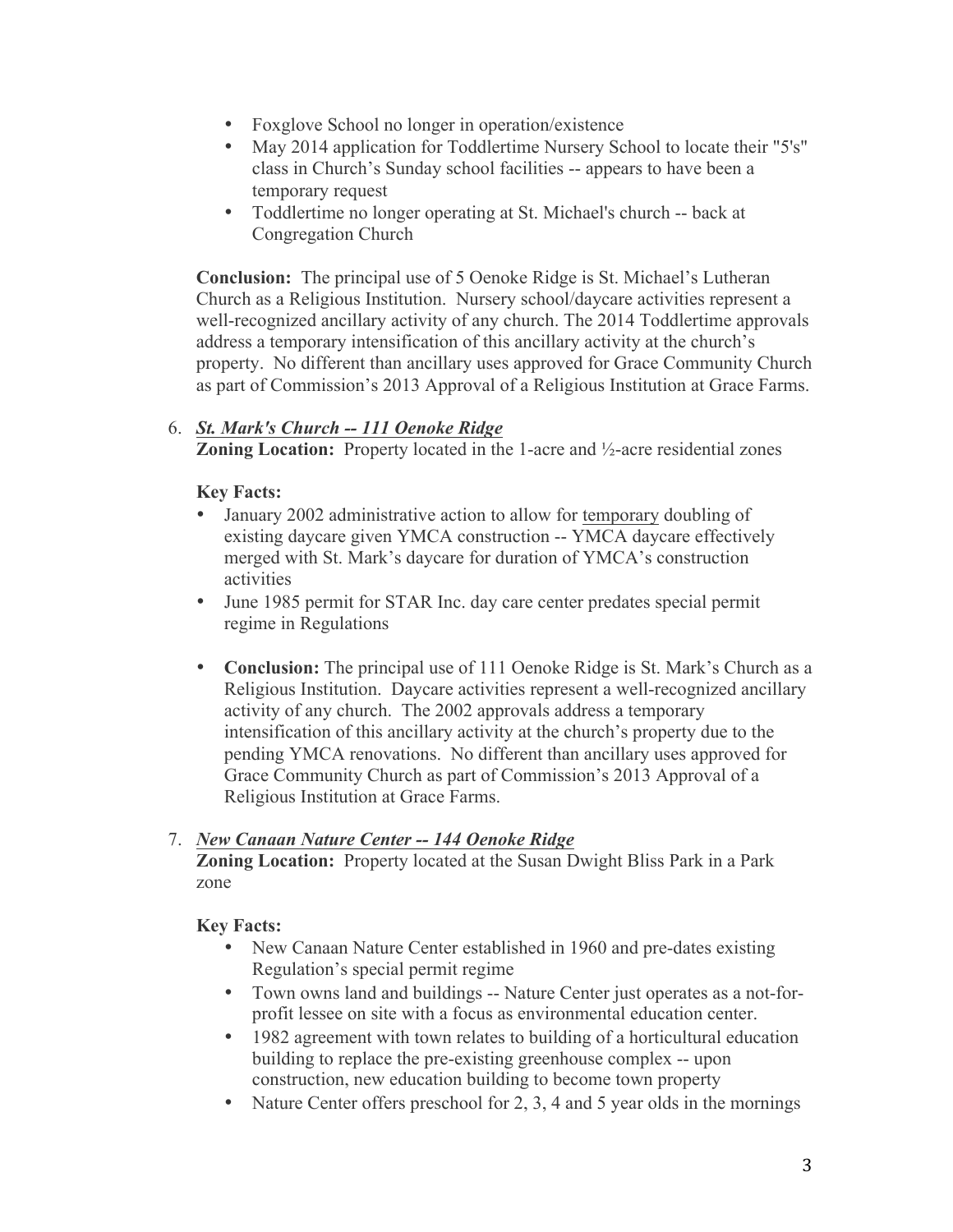- Foxglove School no longer in operation/existence
- May 2014 application for Toddlertime Nursery School to locate their "5's" class in Church's Sunday school facilities -- appears to have been a temporary request
- Toddlertime no longer operating at St. Michael's church -- back at Congregation Church

**Conclusion:** The principal use of 5 Oenoke Ridge is St. Michael's Lutheran Church as a Religious Institution. Nursery school/daycare activities represent a well-recognized ancillary activity of any church. The 2014 Toddlertime approvals address a temporary intensification of this ancillary activity at the church's property. No different than ancillary uses approved for Grace Community Church as part of Commission's 2013 Approval of a Religious Institution at Grace Farms.

6. ***St. Mark's Church -- 111 Oenoke Ridge***

   **Zoning Location:** Property located in the 1-acre and ½-acre residential zones

   **Key Facts:**

   - January 2002 administrative action to allow for temporary doubling of existing daycare given YMCA construction -- YMCA daycare effectively merged with St. Mark's daycare for duration of YMCA's construction activities
   - June 1985 permit for STAR Inc. day care center predates special permit regime in Regulations

   - **Conclusion:** The principal use of 111 Oenoke Ridge is St. Mark's Church as a Religious Institution. Daycare activities represent a well-recognized ancillary activity of any church. The 2002 approvals address a temporary intensification of this ancillary activity at the church's property due to the pending YMCA renovations. No different than ancillary uses approved for Grace Community Church as part of Commission's 2013 Approval of a Religious Institution at Grace Farms.

7. ***New Canaan Nature Center -- 144 Oenoke Ridge***

   **Zoning Location:** Property located at the Susan Dwight Bliss Park in a Park zone

   **Key Facts:**

   - New Canaan Nature Center established in 1960 and pre-dates existing Regulation's special permit regime
   - Town owns land and buildings -- Nature Center just operates as a not-for-profit lessee on site with a focus as environmental education center.
   - 1982 agreement with town relates to building of a horticultural education building to replace the pre-existing greenhouse complex -- upon construction, new education building to become town property
   - Nature Center offers preschool for 2, 3, 4 and 5 year olds in the mornings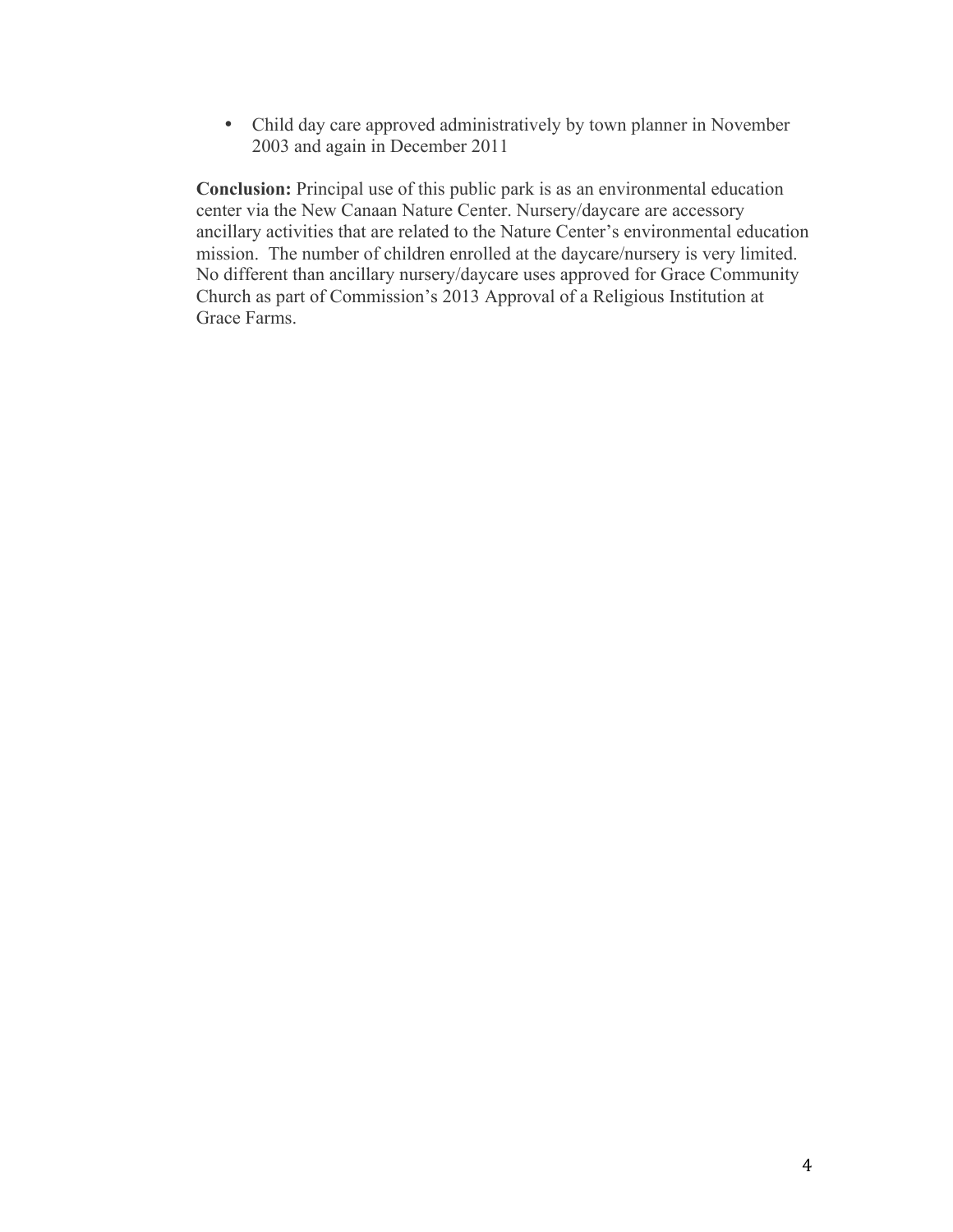- Child day care approved administratively by town planner in November 2003 and again in December 2011

**Conclusion:** Principal use of this public park is as an environmental education center via the New Canaan Nature Center. Nursery/daycare are accessory ancillary activities that are related to the Nature Center's environmental education mission. The number of children enrolled at the daycare/nursery is very limited. No different than ancillary nursery/daycare uses approved for Grace Community Church as part of Commission's 2013 Approval of a Religious Institution at Grace Farms.